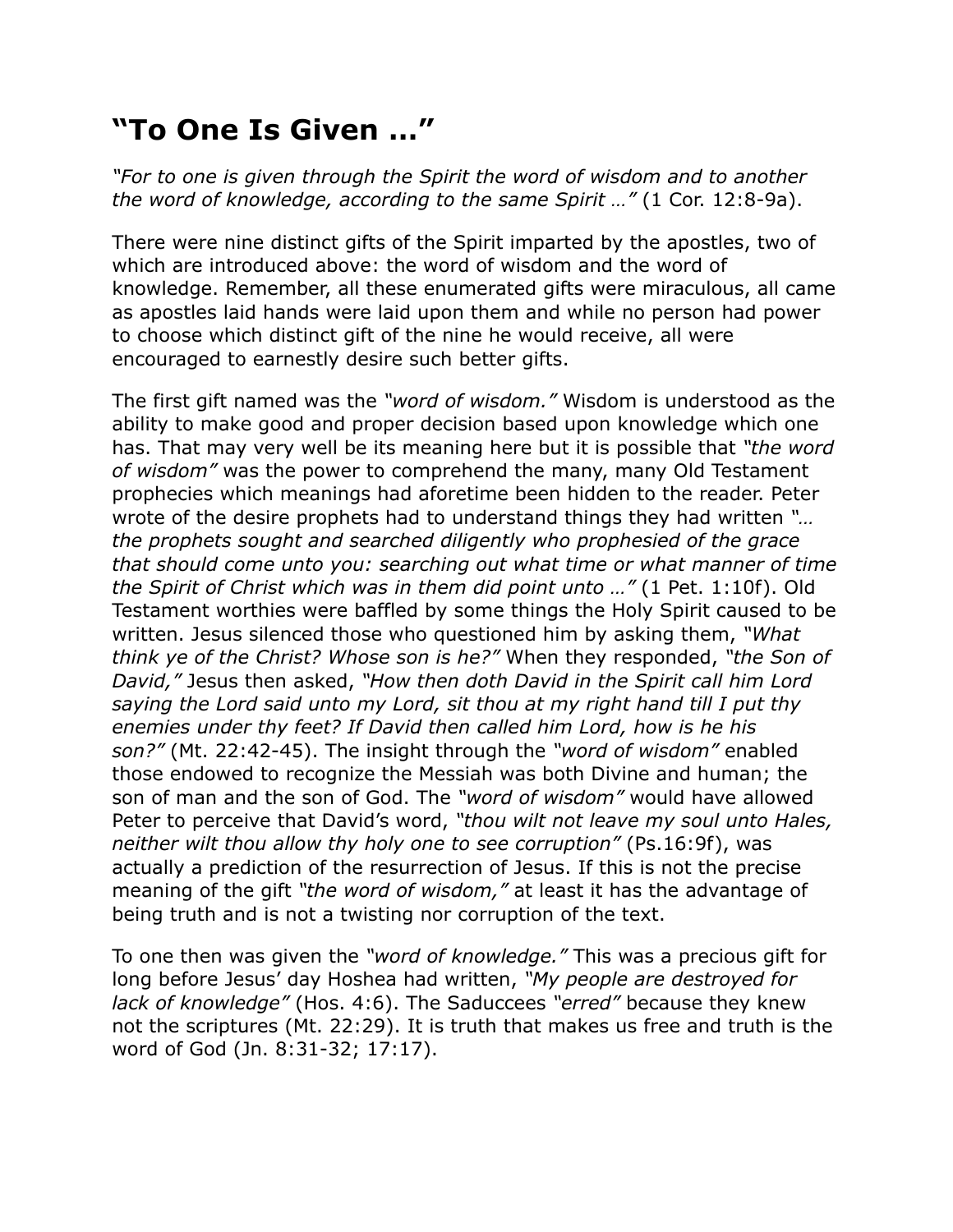# “To One Is Given …”

*“For to one is given through the Spirit the word of wisdom and to another the word of knowledge, according to the same Spirit …”* (1 Cor. 12:8-9a).

There were nine distinct gifts of the Spirit imparted by the apostles, two of which are introduced above: the word of wisdom and the word of knowledge. Remember, all these enumerated gifts were miraculous, all came as apostles laid hands were laid upon them and while no person had power to choose which distinct gift of the nine he would receive, all were encouraged to earnestly desire such better gifts.

The first gift named was the *“word of wisdom.”* Wisdom is understood as the ability to make good and proper decision based upon knowledge which one has. That may very well be its meaning here but it is possible that *“the word of wisdom”* was the power to comprehend the many, many Old Testament prophecies which meanings had aforetime been hidden to the reader. Peter wrote of the desire prophets had to understand things they had written *“… the prophets sought and searched diligently who prophesied of the grace that should come unto you: searching out what time or what manner of time the Spirit of Christ which was in them did point unto …”* (1 Pet. 1:10f). Old Testament worthies were baffled by some things the Holy Spirit caused to be written. Jesus silenced those who questioned him by asking them, *“What think ye of the Christ? Whose son is he?”* When they responded, *“the Son of David,”* Jesus then asked, *“How then doth David in the Spirit call him Lord saying the Lord said unto my Lord, sit thou at my right hand till I put thy enemies under thy feet? If David then called him Lord, how is he his son?”* (Mt. 22:42-45). The insight through the *“word of wisdom”* enabled those endowed to recognize the Messiah was both Divine and human; the son of man and the son of God. The *“word of wisdom”* would have allowed Peter to perceive that David’s word, *“thou wilt not leave my soul unto Hales, neither wilt thou allow thy holy one to see corruption”* (Ps.16:9f), was actually a prediction of the resurrection of Jesus. If this is not the precise meaning of the gift *“the word of wisdom,”* at least it has the advantage of being truth and is not a twisting nor corruption of the text.

To one then was given the *“word of knowledge.”* This was a precious gift for long before Jesus’ day Hoshea had written, *“My people are destroyed for lack of knowledge”* (Hos. 4:6). The Saducces *“erred”* because they knew not the scriptures (Mt. 22:29). It is truth that makes us free and truth is the word of God (Jn. 8:31-32; 17:17).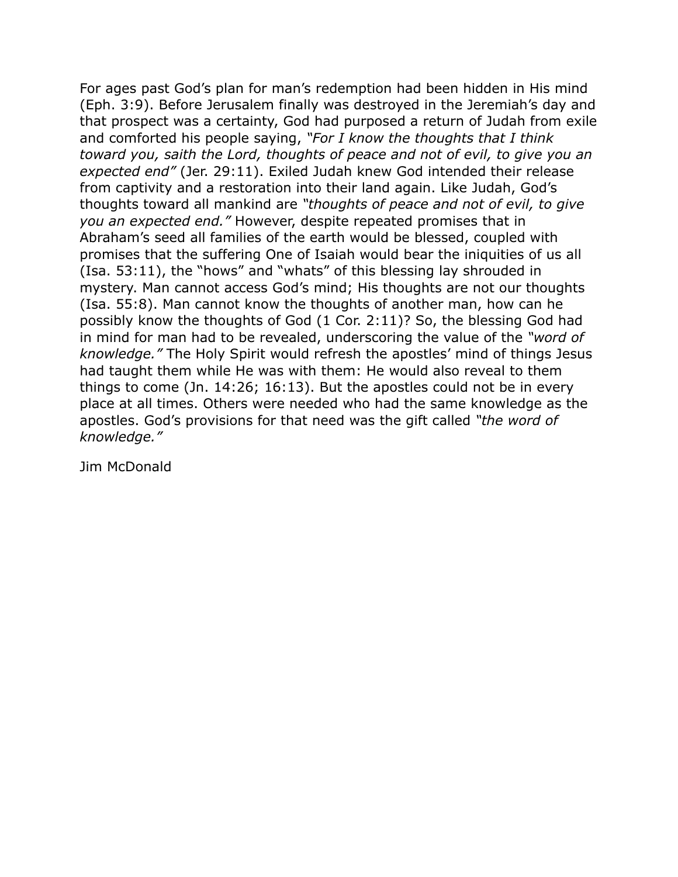For ages past God's plan for man's redemption had been hidden in His mind (Eph. 3:9). Before Jerusalem finally was destroyed in the Jeremiah's day and that prospect was a certainty, God had purposed a return of Judah from exile and comforted his people saying, *"For I know the thoughts that I think toward you, saith the Lord, thoughts of peace and not of evil, to give you an expected end"* (Jer. 29:11). Exiled Judah knew God intended their release from captivity and a restoration into their land again. Like Judah, God's thoughts toward all mankind are *"thoughts of peace and not of evil, to give you an expected end."* However, despite repeated promises that in Abraham's seed all families of the earth would be blessed, coupled with promises that the suffering One of Isaiah would bear the iniquities of us all (Isa. 53:11), the "hows" and "whats" of this blessing lay shrouded in mystery. Man cannot access God's mind; His thoughts are not our thoughts (Isa. 55:8). Man cannot know the thoughts of another man, how can he possibly know the thoughts of God (1 Cor. 2:11)? So, the blessing God had in mind for man had to be revealed, underscoring the value of the *"word of knowledge."* The Holy Spirit would refresh the apostles' mind of things Jesus had taught them while He was with them: He would also reveal to them things to come (Jn. 14:26; 16:13). But the apostles could not be in every place at all times. Others were needed who had the same knowledge as the apostles. God's provisions for that need was the gift called *"the word of knowledge."*

Jim McDonald